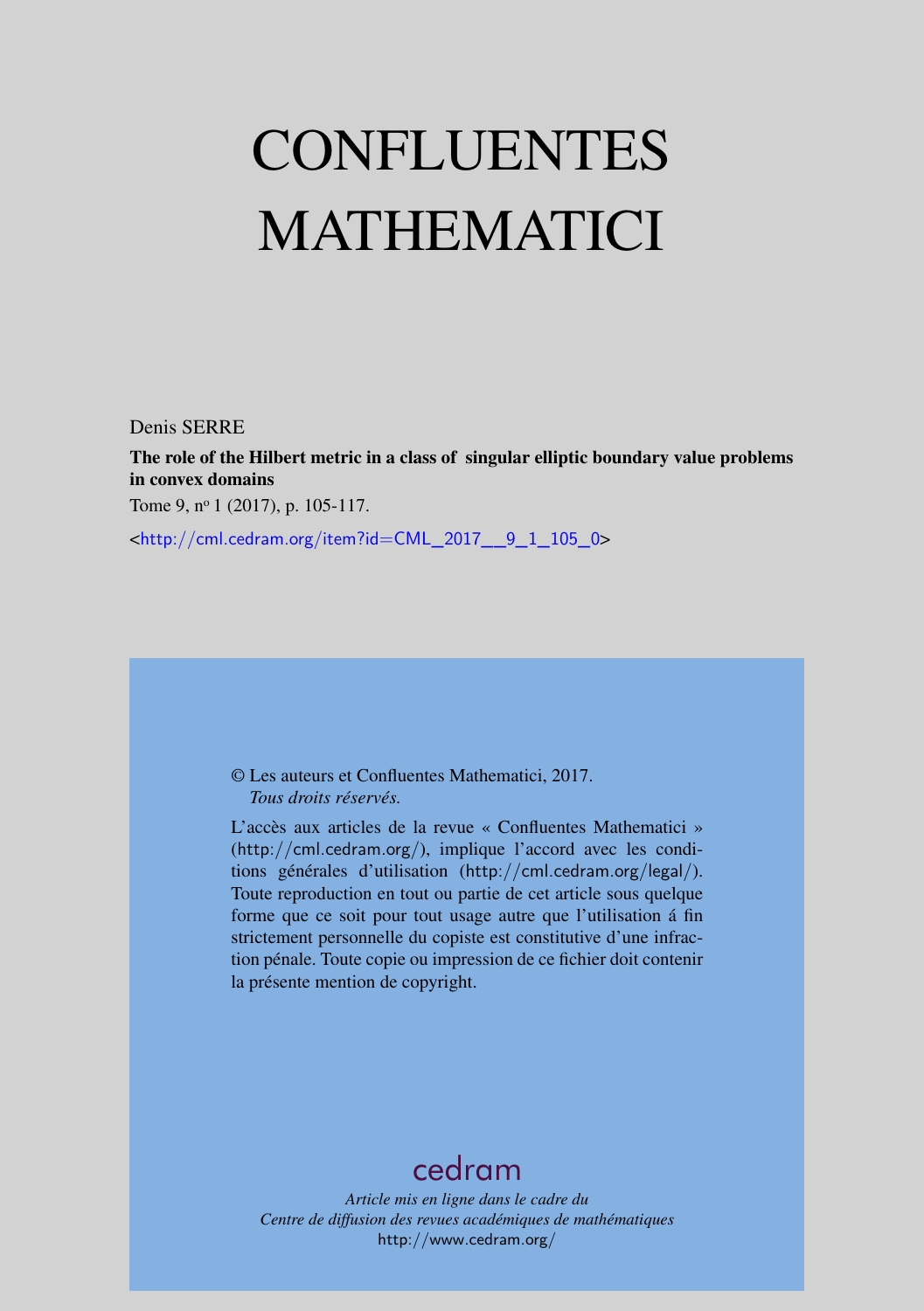# CONFLUENTES MATHEMATICI

Denis SERRE

**The role of the Hilbert metric in a class of singular elliptic boundary value problems in convex domains**

Tome 9, n[o] 1 (2017), p. 105-117.

<http://cml.cedram.org/item?id=CML_2017__9_1_105_0>

© Les auteurs et Confluentes Mathematici, 2017.
*Tous droits réservés.*

L'accès aux articles de la revue « Confluentes Mathematici » (http://cml.cedram.org/), implique l'accord avec les conditions générales d'utilisation (http://cml.cedram.org/legal/). Toute reproduction en tout ou partie de cet article sous quelque forme que ce soit pour tout usage autre que l'utilisation á fin strictement personnelle du copiste est constitutive d'une infraction pénale. Toute copie ou impression de ce fichier doit contenir la présente mention de copyright.

cedram

*Article mis en ligne dans le cadre du*
*Centre de diffusion des revues académiques de mathématiques*
http://www.cedram.org/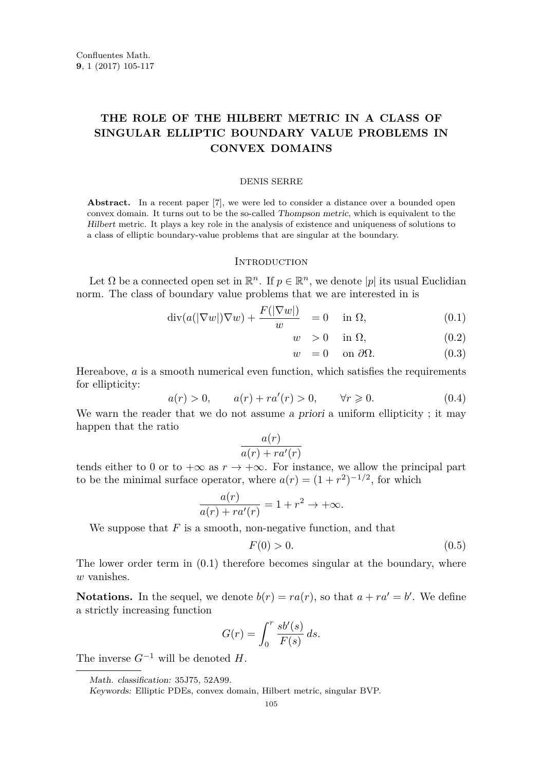# THE ROLE OF THE HILBERT METRIC IN A CLASS OF SINGULAR ELLIPTIC BOUNDARY VALUE PROBLEMS IN CONVEX DOMAINS

DENIS SERRE

**Abstract.** In a recent paper [7], we were led to consider a distance over a bounded open convex domain. It turns out to be the so-called *Thompson metric*, which is equivalent to the *Hilbert* metric. It plays a key role in the analysis of existence and uniqueness of solutions to a class of elliptic boundary-value problems that are singular at the boundary.

## Introduction

Let $\Omega$ be a connected open set in $\mathbb{R}^n$. If $p \in \mathbb{R}^n$, we denote $|p|$ its usual Euclidian norm. The class of boundary value problems that we are interested in is

$$\operatorname{div}(a(|\nabla w|)\nabla w) + \frac{F(|\nabla w|)}{w} = 0 \quad \text{in } \Omega, \tag{0.1}$$

$$w > 0 \quad \text{in } \Omega, \tag{0.2}$$

$$w = 0 \quad \text{on } \partial\Omega. \tag{0.3}$$

Hereabove, $a$ is a smooth numerical even function, which satisfies the requirements for ellipticity:

$$a(r) > 0, \qquad a(r) + ra'(r) > 0, \qquad \forall r \geqslant 0. \tag{0.4}$$

We warn the reader that we do not assume *a priori* a uniform ellipticity ; it may happen that the ratio

$$\frac{a(r)}{a(r) + ra'(r)}$$

tends either to 0 or to $+\infty$ as $r \to +\infty$. For instance, we allow the principal part to be the minimal surface operator, where $a(r) = (1 + r^2)^{-1/2}$, for which

$$\frac{a(r)}{a(r) + ra'(r)} = 1 + r^2 \to +\infty.$$

We suppose that $F$ is a smooth, non-negative function, and that

$$F(0) > 0. \tag{0.5}$$

The lower order term in (0.1) therefore becomes singular at the boundary, where $w$ vanishes.

**Notations.** In the sequel, we denote $b(r) = ra(r)$, so that $a + ra' = b'$. We define a strictly increasing function

$$G(r) = \int_0^r \frac{sb'(s)}{F(s)}\, ds.$$

The inverse $G^{-1}$ will be denoted $H$.

*Math. classification:* 35J75, 52A99.

*Keywords:* Elliptic PDEs, convex domain, Hilbert metric, singular BVP.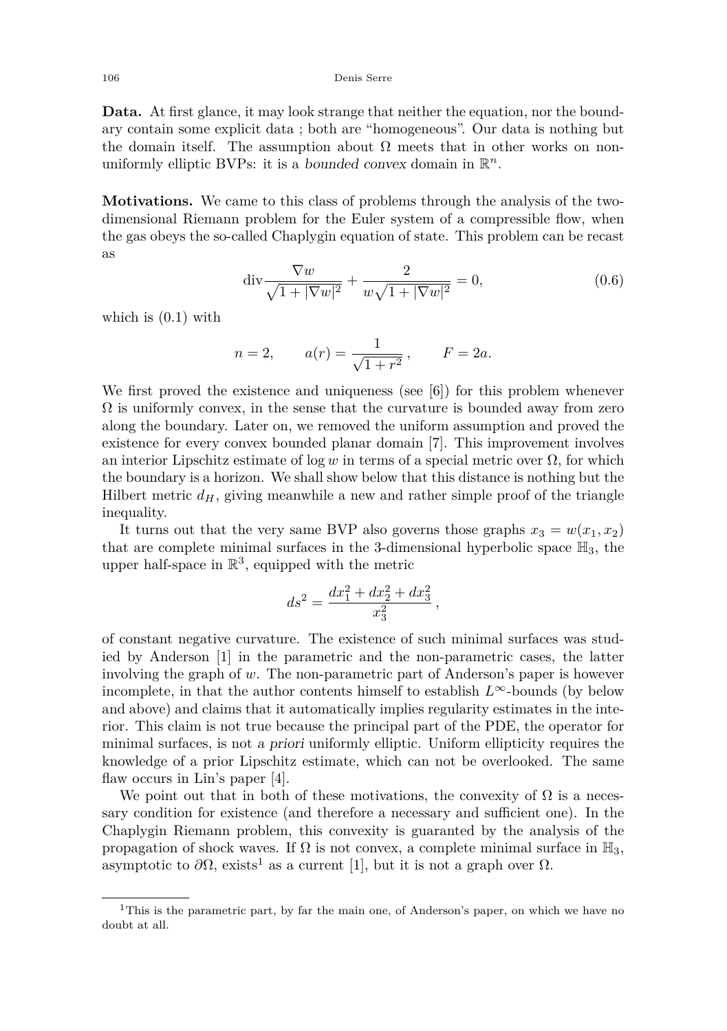**Data.** At first glance, it may look strange that neither the equation, nor the boundary contain some explicit data ; both are "homogeneous". Our data is nothing but the domain itself. The assumption about $\Omega$ meets that in other works on non-uniformly elliptic BVPs: it is a *bounded convex* domain in $\mathbb{R}^n$.

**Motivations.** We came to this class of problems through the analysis of the two-dimensional Riemann problem for the Euler system of a compressible flow, when the gas obeys the so-called Chaplygin equation of state. This problem can be recast as

$$\operatorname{div} \frac{\nabla w}{\sqrt{1+|\nabla w|^2}} + \frac{2}{w\sqrt{1+|\nabla w|^2}} = 0, \tag{0.6}$$

which is (0.1) with

$$n = 2, \qquad a(r) = \frac{1}{\sqrt{1+r^2}}\,, \qquad F = 2a.$$

We first proved the existence and uniqueness (see [6]) for this problem whenever $\Omega$ is uniformly convex, in the sense that the curvature is bounded away from zero along the boundary. Later on, we removed the uniform assumption and proved the existence for every convex bounded planar domain [7]. This improvement involves an interior Lipschitz estimate of $\log w$ in terms of a special metric over $\Omega$, for which the boundary is a horizon. We shall show below that this distance is nothing but the Hilbert metric $d_H$, giving meanwhile a new and rather simple proof of the triangle inequality.

It turns out that the very same BVP also governs those graphs $x_3 = w(x_1, x_2)$ that are complete minimal surfaces in the 3-dimensional hyperbolic space $\mathbb{H}_3$, the upper half-space in $\mathbb{R}^3$, equipped with the metric

$$ds^2 = \frac{dx_1^2 + dx_2^2 + dx_3^2}{x_3^2}\,,$$

of constant negative curvature. The existence of such minimal surfaces was studied by Anderson [1] in the parametric and the non-parametric cases, the latter involving the graph of $w$. The non-parametric part of Anderson's paper is however incomplete, in that the author contents himself to establish $L^\infty$-bounds (by below and above) and claims that it automatically implies regularity estimates in the interior. This claim is not true because the principal part of the PDE, the operator for minimal surfaces, is not *a priori* uniformly elliptic. Uniform ellipticity requires the knowledge of a prior Lipschitz estimate, which can not be overlooked. The same flaw occurs in Lin's paper [4].

We point out that in both of these motivations, the convexity of $\Omega$ is a necessary condition for existence (and therefore a necessary and sufficient one). In the Chaplygin Riemann problem, this convexity is guaranted by the analysis of the propagation of shock waves. If $\Omega$ is not convex, a complete minimal surface in $\mathbb{H}_3$, asymptotic to $\partial\Omega$, exists[1] as a current [1], but it is not a graph over $\Omega$.

[1] This is the parametric part, by far the main one, of Anderson's paper, on which we have no doubt at all.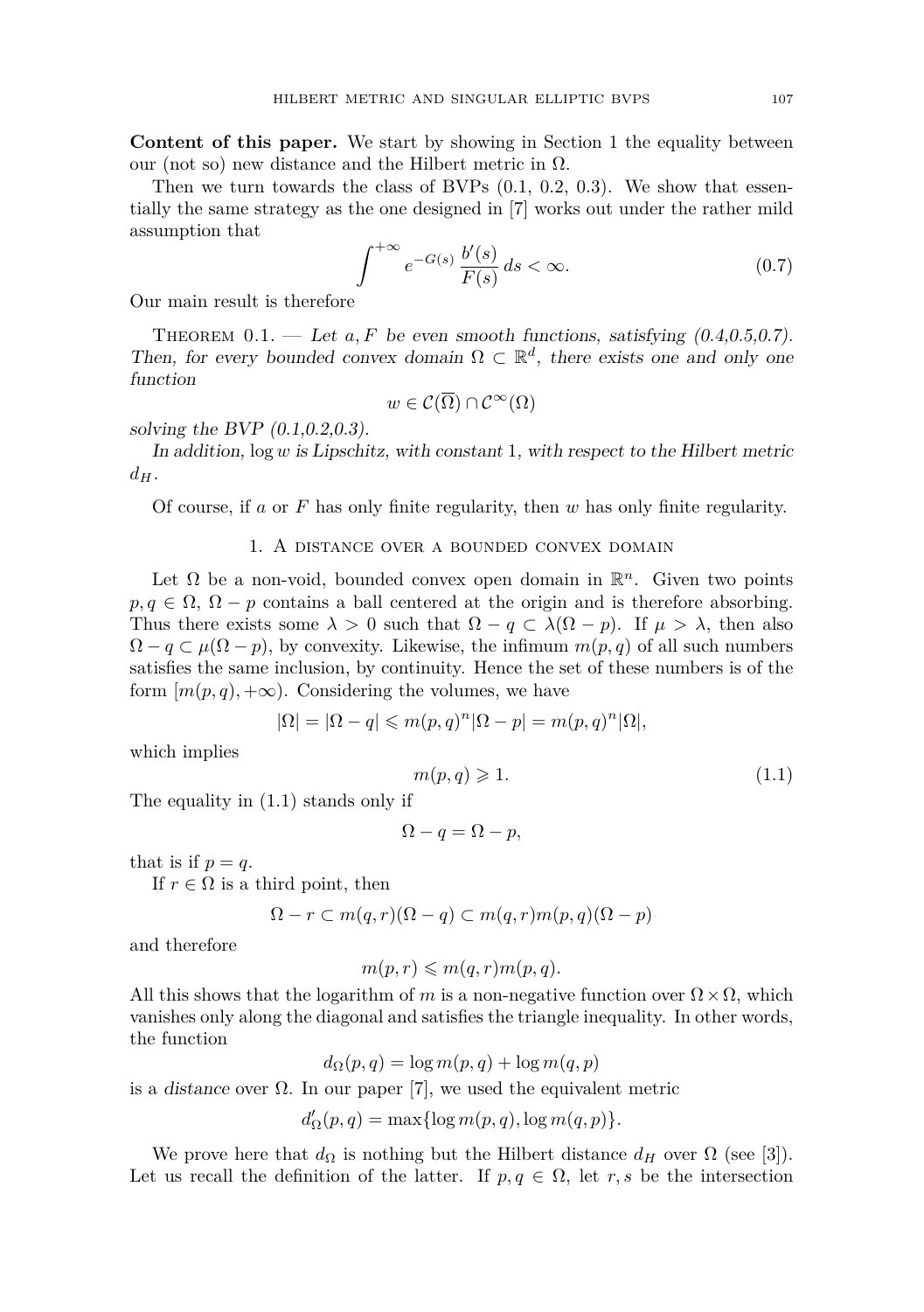**Content of this paper.** We start by showing in Section 1 the equality between our (not so) new distance and the Hilbert metric in $\Omega$.

Then we turn towards the class of BVPs (0.1, 0.2, 0.3). We show that essentially the same strategy as the one designed in [7] works out under the rather mild assumption that

$$\int^{+\infty} e^{-G(s)} \frac{b'(s)}{F(s)}\, ds < \infty. \tag{0.7}$$

Our main result is therefore

Theorem 0.1. — *Let $a, F$ be even smooth functions, satisfying (0.4,0.5,0.7). Then, for every bounded convex domain $\Omega \subset \mathbb{R}^d$, there exists one and only one function*

$$w \in \mathcal{C}(\overline{\Omega}) \cap \mathcal{C}^\infty(\Omega)$$

*solving the BVP (0.1,0.2,0.3).*

*In addition, $\log w$ is Lipschitz, with constant 1, with respect to the Hilbert metric $d_H$.*

Of course, if $a$ or $F$ has only finite regularity, then $w$ has only finite regularity.

## 1. A distance over a bounded convex domain

Let $\Omega$ be a non-void, bounded convex open domain in $\mathbb{R}^n$. Given two points $p, q \in \Omega$, $\Omega - p$ contains a ball centered at the origin and is therefore absorbing. Thus there exists some $\lambda > 0$ such that $\Omega - q \subset \lambda(\Omega - p)$. If $\mu > \lambda$, then also $\Omega - q \subset \mu(\Omega - p)$, by convexity. Likewise, the infimum $m(p, q)$ of all such numbers satisfies the same inclusion, by continuity. Hence the set of these numbers is of the form $[m(p, q), +\infty)$. Considering the volumes, we have

$$|\Omega| = |\Omega - q| \leqslant m(p, q)^n |\Omega - p| = m(p, q)^n |\Omega|,$$

which implies

$$m(p, q) \geqslant 1. \tag{1.1}$$

The equality in (1.1) stands only if

$$\Omega - q = \Omega - p,$$

that is if $p = q$.

If $r \in \Omega$ is a third point, then

$$\Omega - r \subset m(q, r)(\Omega - q) \subset m(q, r)m(p, q)(\Omega - p)$$

and therefore

$$m(p, r) \leqslant m(q, r)m(p, q).$$

All this shows that the logarithm of $m$ is a non-negative function over $\Omega \times \Omega$, which vanishes only along the diagonal and satisfies the triangle inequality. In other words, the function

$$d_\Omega(p, q) = \log m(p, q) + \log m(q, p)$$

is a *distance* over $\Omega$. In our paper [7], we used the equivalent metric

$$d'_\Omega(p, q) = \max\{\log m(p, q), \log m(q, p)\}.$$

We prove here that $d_\Omega$ is nothing but the Hilbert distance $d_H$ over $\Omega$ (see [3]). Let us recall the definition of the latter. If $p, q \in \Omega$, let $r, s$ be the intersection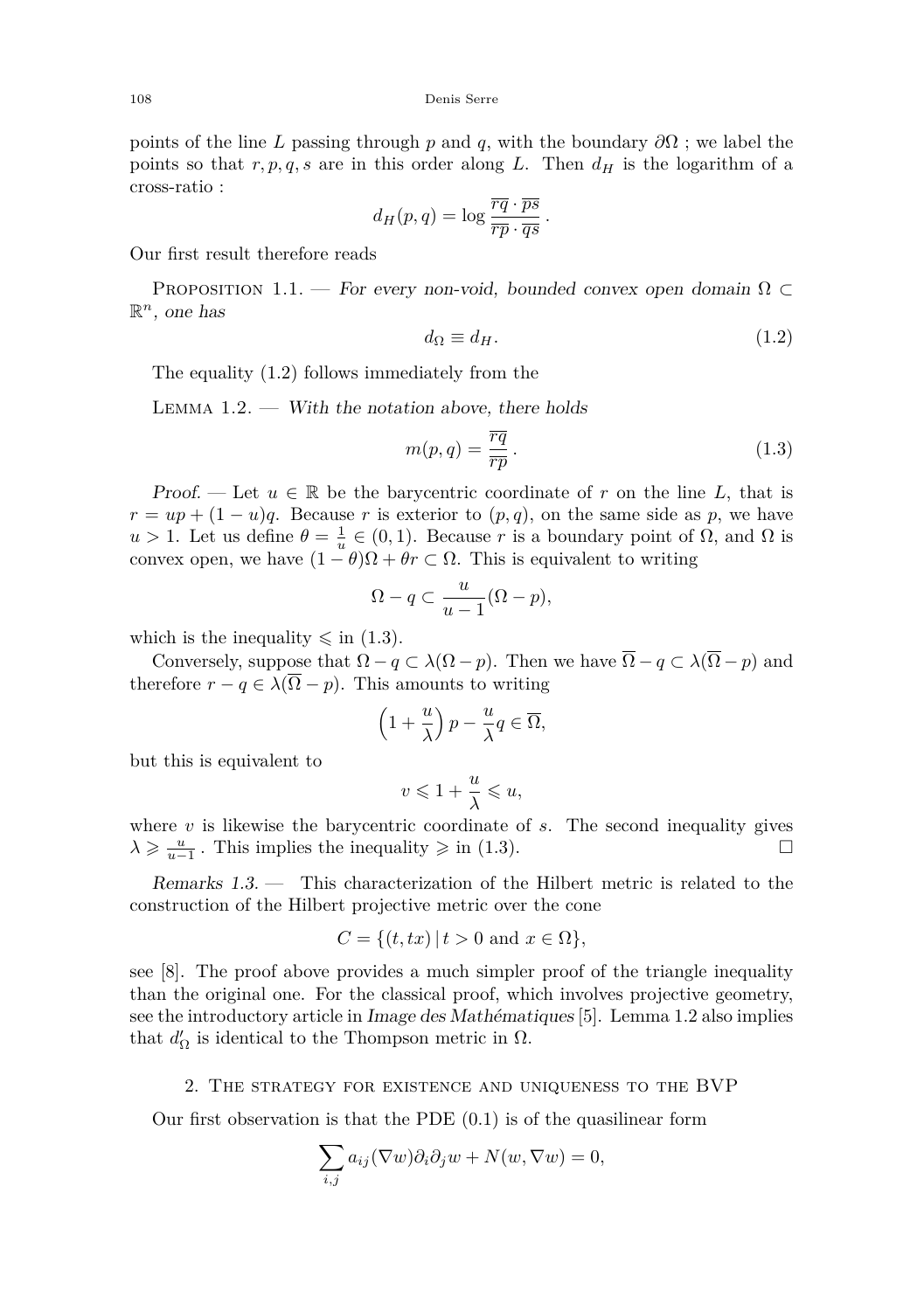points of the line $L$ passing through $p$ and $q$, with the boundary $\partial\Omega$ ; we label the points so that $r, p, q, s$ are in this order along $L$. Then $d_H$ is the logarithm of a cross-ratio :

$$d_H(p,q) = \log \frac{\overline{rq} \cdot \overline{ps}}{\overline{rp} \cdot \overline{qs}}\,.$$

Our first result therefore reads

Proposition 1.1. — *For every non-void, bounded convex open domain $\Omega \subset \mathbb{R}^n$, one has*

$$d_\Omega \equiv d_H. \tag{1.2}$$

The equality (1.2) follows immediately from the

Lemma 1.2. — *With the notation above, there holds*

$$m(p,q) = \frac{\overline{rq}}{\overline{rp}}\,. \tag{1.3}$$

*Proof.* — Let $u \in \mathbb{R}$ be the barycentric coordinate of $r$ on the line $L$, that is $r = up + (1-u)q$. Because $r$ is exterior to $(p,q)$, on the same side as $p$, we have $u > 1$. Let us define $\theta = \frac{1}{u} \in (0,1)$. Because $r$ is a boundary point of $\Omega$, and $\Omega$ is convex open, we have $(1-\theta)\Omega + \theta r \subset \Omega$. This is equivalent to writing

$$\Omega - q \subset \frac{u}{u-1}(\Omega - p),$$

which is the inequality $\leqslant$ in (1.3).

Conversely, suppose that $\Omega - q \subset \lambda(\Omega - p)$. Then we have $\overline{\Omega} - q \subset \lambda(\overline{\Omega} - p)$ and therefore $r - q \in \lambda(\overline{\Omega} - p)$. This amounts to writing

$$\left(1 + \frac{u}{\lambda}\right) p - \frac{u}{\lambda} q \in \overline{\Omega},$$

but this is equivalent to

$$v \leqslant 1 + \frac{u}{\lambda} \leqslant u,$$

where $v$ is likewise the barycentric coordinate of $s$. The second inequality gives $\lambda \geqslant \frac{u}{u-1}$. This implies the inequality $\geqslant$ in (1.3). □

*Remarks 1.3.* — This characterization of the Hilbert metric is related to the construction of the Hilbert projective metric over the cone

$$C = \{(t, tx) \,|\, t > 0 \text{ and } x \in \Omega\},$$

see [8]. The proof above provides a much simpler proof of the triangle inequality than the original one. For the classical proof, which involves projective geometry, see the introductory article in *Image des Mathématiques* [5]. Lemma 1.2 also implies that $d'_\Omega$ is identical to the Thompson metric in $\Omega$.

## 2. The strategy for existence and uniqueness to the BVP

Our first observation is that the PDE (0.1) is of the quasilinear form

$$\sum_{i,j} a_{ij}(\nabla w)\partial_i \partial_j w + N(w, \nabla w) = 0,$$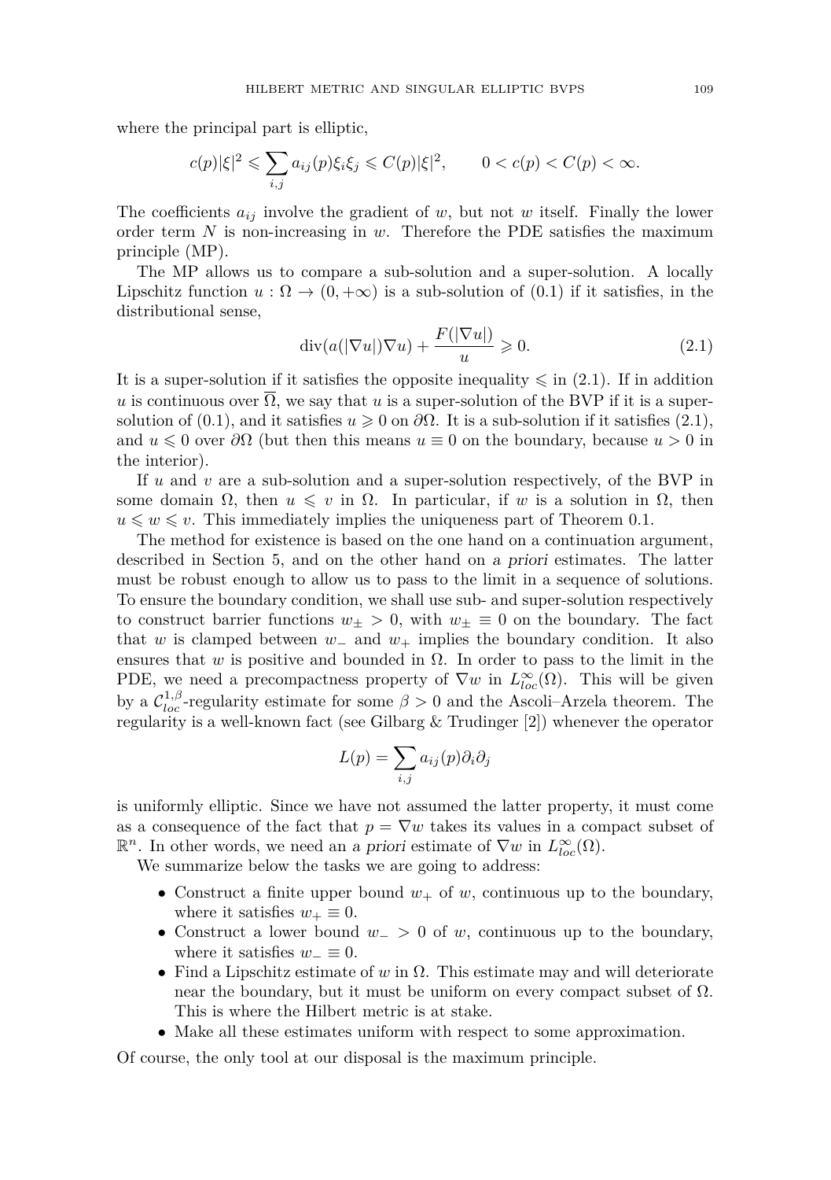where the principal part is elliptic,

$$c(p)|\xi|^2 \leqslant \sum_{i,j} a_{ij}(p)\xi_i\xi_j \leqslant C(p)|\xi|^2, \qquad 0 < c(p) < C(p) < \infty.$$

The coefficients $a_{ij}$ involve the gradient of $w$, but not $w$ itself. Finally the lower order term $N$ is non-increasing in $w$. Therefore the PDE satisfies the maximum principle (MP).

The MP allows us to compare a sub-solution and a super-solution. A locally Lipschitz function $u : \Omega \to (0, +\infty)$ is a sub-solution of (0.1) if it satisfies, in the distributional sense,

$$\operatorname{div}(a(|\nabla u|)\nabla u) + \frac{F(|\nabla u|)}{u} \geqslant 0. \tag{2.1}$$

It is a super-solution if it satisfies the opposite inequality $\leqslant$ in (2.1). If in addition $u$ is continuous over $\overline{\Omega}$, we say that $u$ is a super-solution of the BVP if it is a super-solution of (0.1), and it satisfies $u \geqslant 0$ on $\partial\Omega$. It is a sub-solution if it satisfies (2.1), and $u \leqslant 0$ over $\partial\Omega$ (but then this means $u \equiv 0$ on the boundary, because $u > 0$ in the interior).

If $u$ and $v$ are a sub-solution and a super-solution respectively, of the BVP in some domain $\Omega$, then $u \leqslant v$ in $\Omega$. In particular, if $w$ is a solution in $\Omega$, then $u \leqslant w \leqslant v$. This immediately implies the uniqueness part of Theorem 0.1.

The method for existence is based on the one hand on a continuation argument, described in Section 5, and on the other hand on *a priori* estimates. The latter must be robust enough to allow us to pass to the limit in a sequence of solutions. To ensure the boundary condition, we shall use sub- and super-solution respectively to construct barrier functions $w_\pm > 0$, with $w_\pm \equiv 0$ on the boundary. The fact that $w$ is clamped between $w_-$ and $w_+$ implies the boundary condition. It also ensures that $w$ is positive and bounded in $\Omega$. In order to pass to the limit in the PDE, we need a precompactness property of $\nabla w$ in $L^\infty_{loc}(\Omega)$. This will be given by a $\mathcal{C}^{1,\beta}_{loc}$-regularity estimate for some $\beta > 0$ and the Ascoli–Arzela theorem. The regularity is a well-known fact (see Gilbarg & Trudinger [2]) whenever the operator

$$L(p) = \sum_{i,j} a_{ij}(p)\partial_i\partial_j$$

is uniformly elliptic. Since we have not assumed the latter property, it must come as a consequence of the fact that $p = \nabla w$ takes its values in a compact subset of $\mathbb{R}^n$. In other words, we need an *a priori* estimate of $\nabla w$ in $L^\infty_{loc}(\Omega)$.

We summarize below the tasks we are going to address:

- Construct a finite upper bound $w_+$ of $w$, continuous up to the boundary, where it satisfies $w_+ \equiv 0$.
- Construct a lower bound $w_- > 0$ of $w$, continuous up to the boundary, where it satisfies $w_- \equiv 0$.
- Find a Lipschitz estimate of $w$ in $\Omega$. This estimate may and will deteriorate near the boundary, but it must be uniform on every compact subset of $\Omega$. This is where the Hilbert metric is at stake.
- Make all these estimates uniform with respect to some approximation.

Of course, the only tool at our disposal is the maximum principle.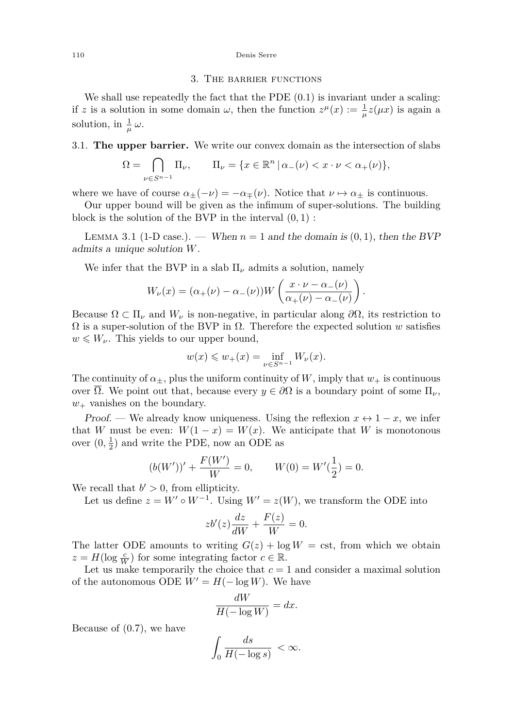## 3. The barrier functions

We shall use repeatedly the fact that the PDE (0.1) is invariant under a scaling: if $z$ is a solution in some domain $\omega$, then the function $z^\mu(x) := \frac{1}{\mu} z(\mu x)$ is again a solution, in $\frac{1}{\mu}\,\omega$.

### 3.1. The upper barrier.

We write our convex domain as the intersection of slabs

$$\Omega = \bigcap_{\nu \in S^{n-1}} \Pi_\nu, \qquad \Pi_\nu = \{x \in \mathbb{R}^n \,|\, \alpha_-(\nu) < x \cdot \nu < \alpha_+(\nu)\},$$

where we have of course $\alpha_\pm(-\nu) = -\alpha_\mp(\nu)$. Notice that $\nu \mapsto \alpha_\pm$ is continuous.

Our upper bound will be given as the infimum of super-solutions. The building block is the solution of the BVP in the interval $(0,1)$ :

Lemma 3.1 (1-D case.). — *When $n = 1$ and the domain is $(0,1)$, then the BVP admits a unique solution $W$.*

We infer that the BVP in a slab $\Pi_\nu$ admits a solution, namely

$$W_\nu(x) = (\alpha_+(\nu) - \alpha_-(\nu)) W\left(\frac{x \cdot \nu - \alpha_-(\nu)}{\alpha_+(\nu) - \alpha_-(\nu)}\right).$$

Because $\Omega \subset \Pi_\nu$ and $W_\nu$ is non-negative, in particular along $\partial\Omega$, its restriction to $\Omega$ is a super-solution of the BVP in $\Omega$. Therefore the expected solution $w$ satisfies $w \leqslant W_\nu$. This yields to our upper bound,

$$w(x) \leqslant w_+(x) = \inf_{\nu \in S^{n-1}} W_\nu(x).$$

The continuity of $\alpha_\pm$, plus the uniform continuity of $W$, imply that $w_+$ is continuous over $\overline{\Omega}$. We point out that, because every $y \in \partial\Omega$ is a boundary point of some $\Pi_\nu$, $w_+$ vanishes on the boundary.

*Proof.* — We already know uniqueness. Using the reflexion $x \leftrightarrow 1 - x$, we infer that $W$ must be even: $W(1-x) = W(x)$. We anticipate that $W$ is monotonous over $(0, \frac{1}{2})$ and write the PDE, now an ODE as

$$(b(W'))' + \frac{F(W')}{W} = 0, \qquad W(0) = W'(\frac{1}{2}) = 0.$$

We recall that $b' > 0$, from ellipticity.

Let us define $z = W' \circ W^{-1}$. Using $W' = z(W)$, we transform the ODE into

$$z b'(z) \frac{dz}{dW} + \frac{F(z)}{W} = 0.$$

The latter ODE amounts to writing $G(z) + \log W = \text{cst}$, from which we obtain $z = H(\log \frac{c}{W})$ for some integrating factor $c \in \mathbb{R}$.

Let us make temporarily the choice that $c = 1$ and consider a maximal solution of the autonomous ODE $W' = H(-\log W)$. We have

$$\frac{dW}{H(-\log W)} = dx.$$

Because of (0.7), we have

$$\int_0 \frac{ds}{H(-\log s)} < \infty.$$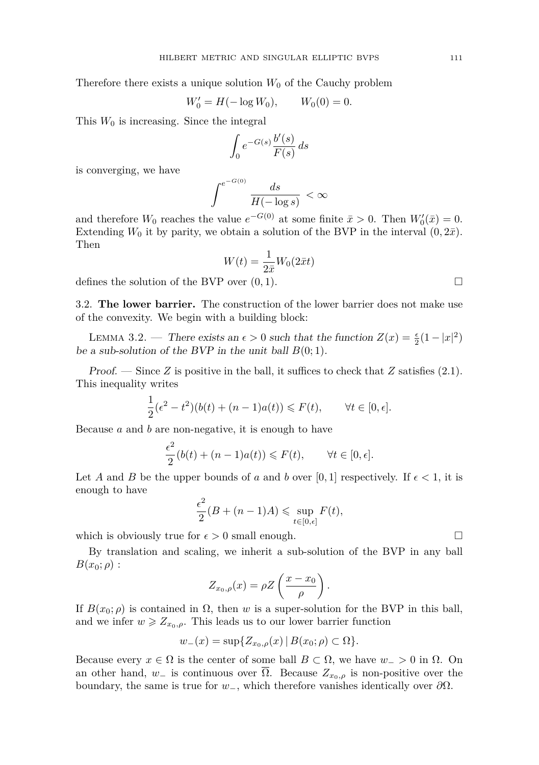Therefore there exists a unique solution $W_0$ of the Cauchy problem

$$W_0' = H(-\log W_0), \qquad W_0(0) = 0.$$

This $W_0$ is increasing. Since the integral

$$\int_0 e^{-G(s)} \frac{b'(s)}{F(s)}\, ds$$

is converging, we have

$$\int^{e^{-G(0)}} \frac{ds}{H(-\log s)} < \infty$$

and therefore $W_0$ reaches the value $e^{-G(0)}$ at some finite $\bar{x} > 0$. Then $W_0'(\bar{x}) = 0$. Extending $W_0$ it by parity, we obtain a solution of the BVP in the interval $(0, 2\bar{x})$. Then

$$W(t) = \frac{1}{2\bar{x}} W_0(2\bar{x}t)$$

defines the solution of the BVP over $(0, 1)$. □

### 3.2. **The lower barrier.**

The construction of the lower barrier does not make use of the convexity. We begin with a building block:

LEMMA 3.2. — *There exists an $\epsilon > 0$ such that the function $Z(x) = \frac{\epsilon}{2}(1 - |x|^2)$ be a sub-solution of the BVP in the unit ball $B(0;1)$.*

*Proof.* — Since $Z$ is positive in the ball, it suffices to check that $Z$ satisfies (2.1). This inequality writes

$$\frac{1}{2}(\epsilon^2 - t^2)(b(t) + (n-1)a(t)) \leqslant F(t), \qquad \forall t \in [0, \epsilon].$$

Because $a$ and $b$ are non-negative, it is enough to have

$$\frac{\epsilon^2}{2}(b(t) + (n-1)a(t)) \leqslant F(t), \qquad \forall t \in [0, \epsilon].$$

Let $A$ and $B$ be the upper bounds of $a$ and $b$ over $[0, 1]$ respectively. If $\epsilon < 1$, it is enough to have

$$\frac{\epsilon^2}{2}(B + (n-1)A) \leqslant \sup_{t \in [0,\epsilon]} F(t),$$

which is obviously true for $\epsilon > 0$ small enough. □

By translation and scaling, we inherit a sub-solution of the BVP in any ball $B(x_0; \rho)$ :

$$Z_{x_0,\rho}(x) = \rho Z\left(\frac{x - x_0}{\rho}\right).$$

If $B(x_0; \rho)$ is contained in $\Omega$, then $w$ is a super-solution for the BVP in this ball, and we infer $w \geqslant Z_{x_0,\rho}$. This leads us to our lower barrier function

$$w_-(x) = \sup\{Z_{x_0,\rho}(x) \mid B(x_0; \rho) \subset \Omega\}.$$

Because every $x \in \Omega$ is the center of some ball $B \subset \Omega$, we have $w_- > 0$ in $\Omega$. On an other hand, $w_-$ is continuous over $\overline{\Omega}$. Because $Z_{x_0,\rho}$ is non-positive over the boundary, the same is true for $w_-$, which therefore vanishes identically over $\partial\Omega$.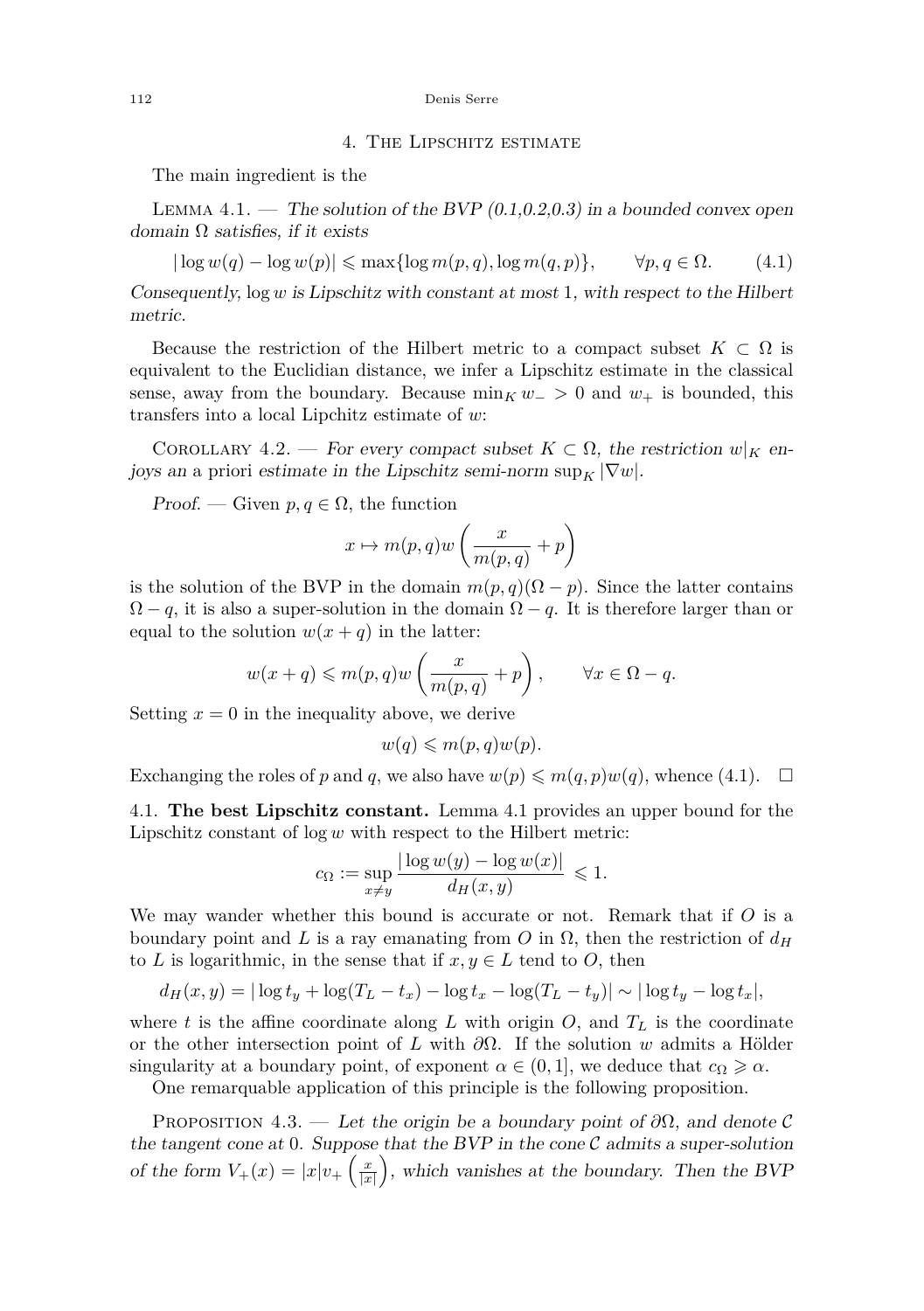## 4. The Lipschitz estimate

The main ingredient is the

Lemma 4.1. — *The solution of the BVP (0.1,0.2,0.3) in a bounded convex open domain $\Omega$ satisfies, if it exists*

$$|\log w(q) - \log w(p)| \leqslant \max\{\log m(p,q), \log m(q,p)\}, \qquad \forall p,q \in \Omega. \tag{4.1}$$

*Consequently, $\log w$ is Lipschitz with constant at most 1, with respect to the Hilbert metric.*

Because the restriction of the Hilbert metric to a compact subset $K \subset \Omega$ is equivalent to the Euclidian distance, we infer a Lipschitz estimate in the classical sense, away from the boundary. Because $\min_K w_- > 0$ and $w_+$ is bounded, this transfers into a local Lipchitz estimate of $w$:

Corollary 4.2. — *For every compact subset $K \subset \Omega$, the restriction $w|_K$ enjoys an* a priori *estimate in the Lipschitz semi-norm $\sup_K |\nabla w|$.*

*Proof.* — Given $p, q \in \Omega$, the function

$$x \mapsto m(p,q) w\left(\frac{x}{m(p,q)} + p\right)$$

is the solution of the BVP in the domain $m(p,q)(\Omega - p)$. Since the latter contains $\Omega - q$, it is also a super-solution in the domain $\Omega - q$. It is therefore larger than or equal to the solution $w(x+q)$ in the latter:

$$w(x+q) \leqslant m(p,q) w\left(\frac{x}{m(p,q)} + p\right), \qquad \forall x \in \Omega - q.$$

Setting $x = 0$ in the inequality above, we derive

$$w(q) \leqslant m(p,q) w(p).$$

Exchanging the roles of $p$ and $q$, we also have $w(p) \leqslant m(q,p) w(q)$, whence (4.1). $\square$

### 4.1. The best Lipschitz constant.

Lemma 4.1 provides an upper bound for the Lipschitz constant of $\log w$ with respect to the Hilbert metric:

$$c_\Omega := \sup_{x \neq y} \frac{|\log w(y) - \log w(x)|}{d_H(x,y)} \leqslant 1.$$

We may wander whether this bound is accurate or not. Remark that if $O$ is a boundary point and $L$ is a ray emanating from $O$ in $\Omega$, then the restriction of $d_H$ to $L$ is logarithmic, in the sense that if $x, y \in L$ tend to $O$, then

$$d_H(x,y) = |\log t_y + \log(T_L - t_x) - \log t_x - \log(T_L - t_y)| \sim |\log t_y - \log t_x|,$$

where $t$ is the affine coordinate along $L$ with origin $O$, and $T_L$ is the coordinate or the other intersection point of $L$ with $\partial\Omega$. If the solution $w$ admits a Hölder singularity at a boundary point, of exponent $\alpha \in (0,1]$, we deduce that $c_\Omega \geqslant \alpha$.

One remarquable application of this principle is the following proposition.

Proposition 4.3. — *Let the origin be a boundary point of $\partial\Omega$, and denote $\mathcal{C}$ the tangent cone at 0. Suppose that the BVP in the cone $\mathcal{C}$ admits a super-solution of the form $V_+(x) = |x| v_+\left(\frac{x}{|x|}\right)$, which vanishes at the boundary. Then the BVP*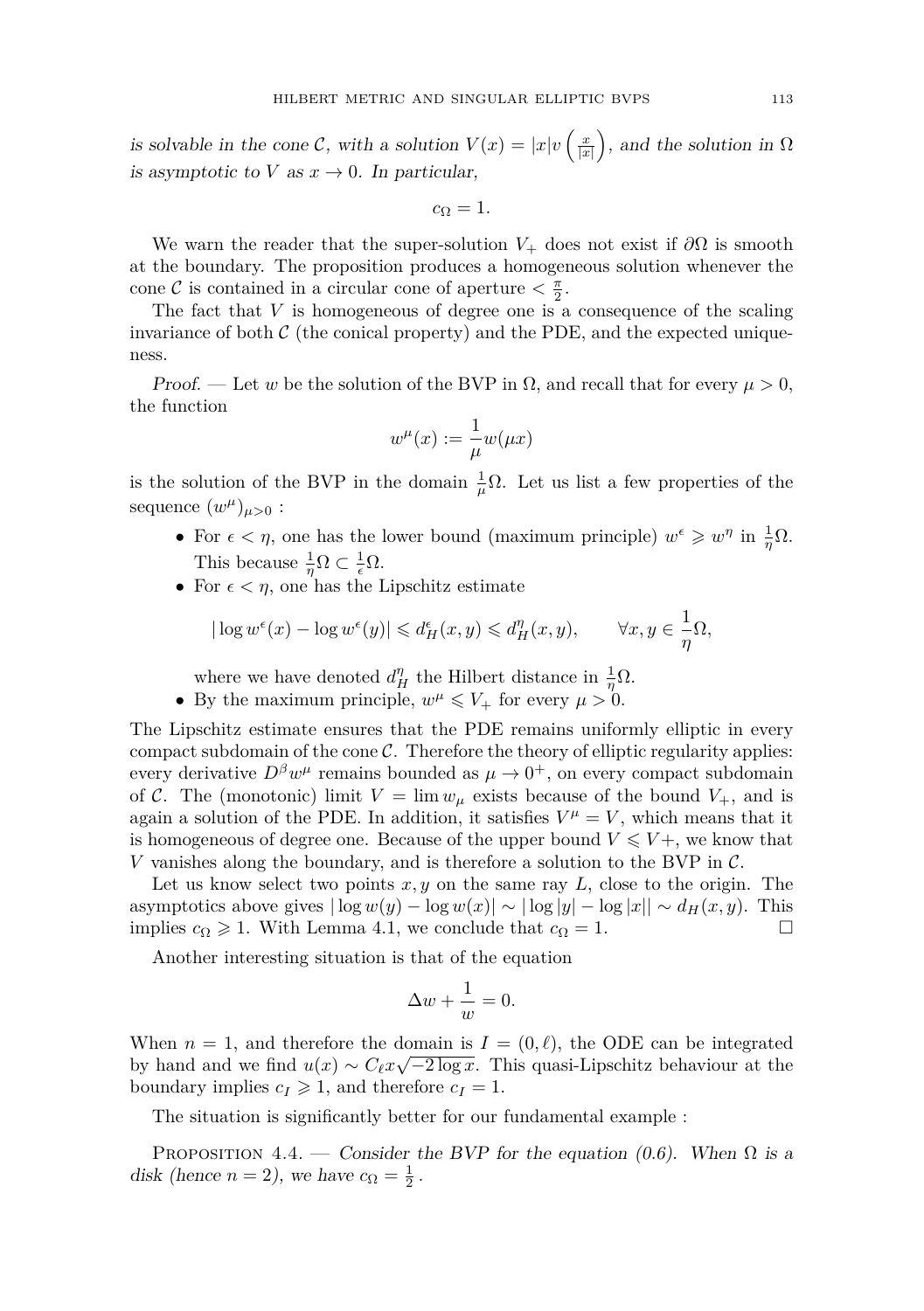*is solvable in the cone $\mathcal{C}$, with a solution $V(x) = |x|v\left(\frac{x}{|x|}\right)$, and the solution in $\Omega$ is asymptotic to $V$ as $x \to 0$. In particular,*

$$c_\Omega = 1.$$

We warn the reader that the super-solution $V_+$ does not exist if $\partial\Omega$ is smooth at the boundary. The proposition produces a homogeneous solution whenever the cone $\mathcal{C}$ is contained in a circular cone of aperture $< \frac{\pi}{2}$.

The fact that $V$ is homogeneous of degree one is a consequence of the scaling invariance of both $\mathcal{C}$ (the conical property) and the PDE, and the expected uniqueness.

*Proof.* — Let $w$ be the solution of the BVP in $\Omega$, and recall that for every $\mu > 0$, the function

$$w^\mu(x) := \frac{1}{\mu} w(\mu x)$$

is the solution of the BVP in the domain $\frac{1}{\mu}\Omega$. Let us list a few properties of the sequence $(w^\mu)_{\mu>0}$ :

- For $\epsilon < \eta$, one has the lower bound (maximum principle) $w^\epsilon \geqslant w^\eta$ in $\frac{1}{\eta}\Omega$. This because $\frac{1}{\eta}\Omega \subset \frac{1}{\epsilon}\Omega$.
- For $\epsilon < \eta$, one has the Lipschitz estimate

$$|\log w^\epsilon(x) - \log w^\epsilon(y)| \leqslant d_H^\epsilon(x,y) \leqslant d_H^\eta(x,y), \qquad \forall x,y \in \frac{1}{\eta}\Omega,$$

  where we have denoted $d_H^\eta$ the Hilbert distance in $\frac{1}{\eta}\Omega$.
- By the maximum principle, $w^\mu \leqslant V_+$ for every $\mu > 0$.

The Lipschitz estimate ensures that the PDE remains uniformly elliptic in every compact subdomain of the cone $\mathcal{C}$. Therefore the theory of elliptic regularity applies: every derivative $D^\beta w^\mu$ remains bounded as $\mu \to 0^+$, on every compact subdomain of $\mathcal{C}$. The (monotonic) limit $V = \lim w_\mu$ exists because of the bound $V_+$, and is again a solution of the PDE. In addition, it satisfies $V^\mu = V$, which means that it is homogeneous of degree one. Because of the upper bound $V \leqslant V+$, we know that $V$ vanishes along the boundary, and is therefore a solution to the BVP in $\mathcal{C}$.

Let us know select two points $x, y$ on the same ray $L$, close to the origin. The asymptotics above gives $|\log w(y) - \log w(x)| \sim |\log|y| - \log|x|| \sim d_H(x,y)$. This implies $c_\Omega \geqslant 1$. With Lemma 4.1, we conclude that $c_\Omega = 1$. □

Another interesting situation is that of the equation

$$\Delta w + \frac{1}{w} = 0.$$

When $n = 1$, and therefore the domain is $I = (0, \ell)$, the ODE can be integrated by hand and we find $u(x) \sim C_\ell x\sqrt{-2\log x}$. This quasi-Lipschitz behaviour at the boundary implies $c_I \geqslant 1$, and therefore $c_I = 1$.

The situation is significantly better for our fundamental example :

Proposition 4.4. — *Consider the BVP for the equation (0.6). When $\Omega$ is a disk (hence $n = 2$), we have $c_\Omega = \frac{1}{2}$.*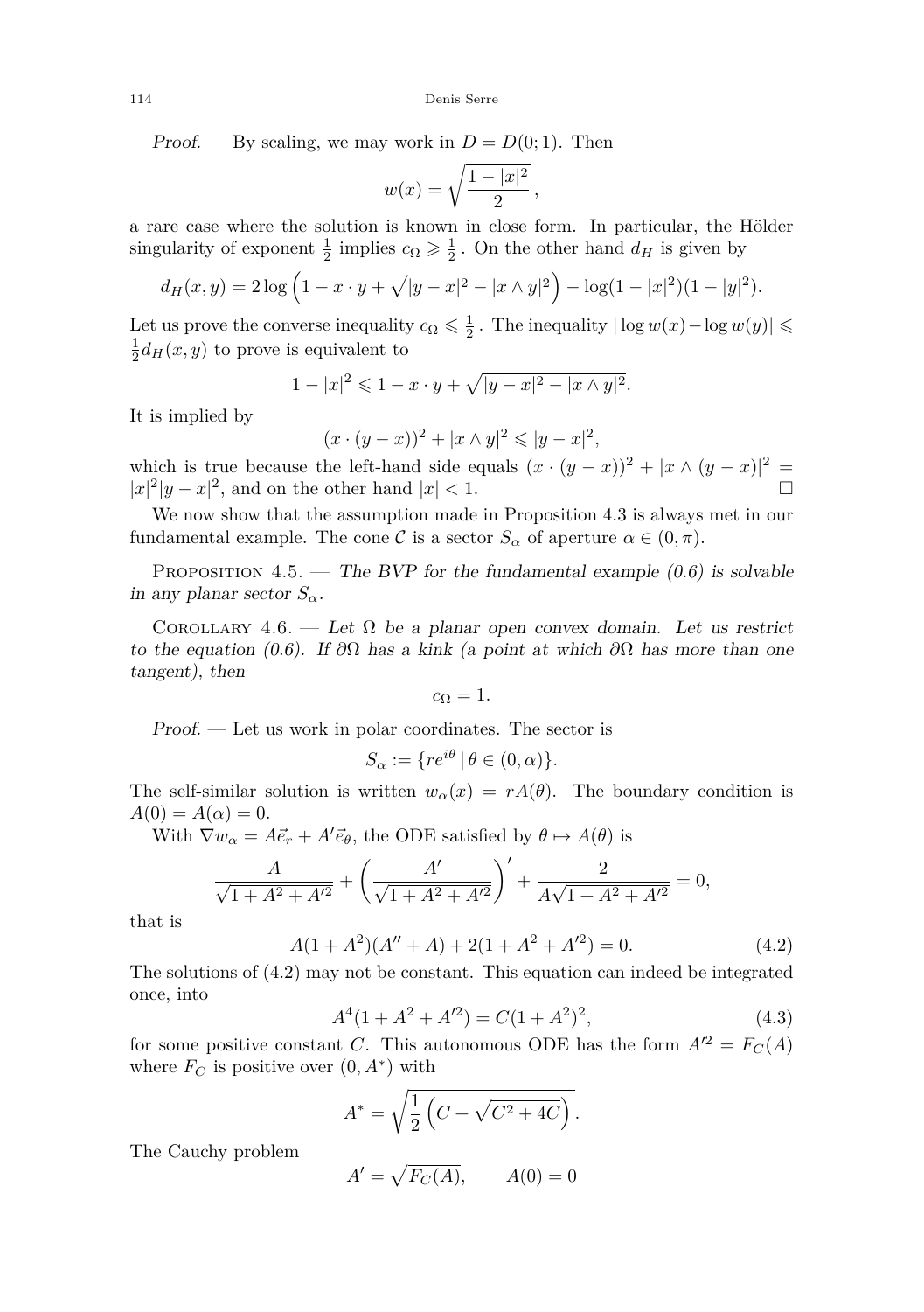*Proof.* — By scaling, we may work in $D = D(0;1)$. Then

$$w(x) = \sqrt{\frac{1-|x|^2}{2}}\,,$$

a rare case where the solution is known in close form. In particular, the Hölder singularity of exponent $\frac{1}{2}$ implies $c_\Omega \geqslant \frac{1}{2}$. On the other hand $d_H$ is given by

$$d_H(x,y) = 2\log\left(1 - x\cdot y + \sqrt{|y-x|^2 - |x\wedge y|^2}\right) - \log(1-|x|^2)(1-|y|^2).$$

Let us prove the converse inequality $c_\Omega \leqslant \frac{1}{2}$. The inequality $|\log w(x) - \log w(y)| \leqslant \frac{1}{2}d_H(x,y)$ to prove is equivalent to

$$1 - |x|^2 \leqslant 1 - x\cdot y + \sqrt{|y-x|^2 - |x\wedge y|^2}.$$

It is implied by

$$(x\cdot(y-x))^2 + |x\wedge y|^2 \leqslant |y-x|^2,$$

which is true because the left-hand side equals $(x\cdot(y-x))^2 + |x\wedge(y-x)|^2 = |x|^2|y-x|^2$, and on the other hand $|x|<1$. □

We now show that the assumption made in Proposition 4.3 is always met in our fundamental example. The cone $\mathcal{C}$ is a sector $S_\alpha$ of aperture $\alpha \in (0,\pi)$.

Proposition 4.5. — *The BVP for the fundamental example (0.6) is solvable in any planar sector $S_\alpha$.*

Corollary 4.6. — *Let $\Omega$ be a planar open convex domain. Let us restrict to the equation (0.6). If $\partial\Omega$ has a kink (a point at which $\partial\Omega$ has more than one tangent), then*

$$c_\Omega = 1.$$

*Proof.* — Let us work in polar coordinates. The sector is

$$S_\alpha := \{re^{i\theta} \,|\, \theta \in (0,\alpha)\}.$$

The self-similar solution is written $w_\alpha(x) = rA(\theta)$. The boundary condition is $A(0) = A(\alpha) = 0$.

With $\nabla w_\alpha = A\vec{e}_r + A'\vec{e}_\theta$, the ODE satisfied by $\theta \mapsto A(\theta)$ is

$$\frac{A}{\sqrt{1+A^2+A'^2}} + \left(\frac{A'}{\sqrt{1+A^2+A'^2}}\right)' + \frac{2}{A\sqrt{1+A^2+A'^2}} = 0,$$

that is

$$A(1+A^2)(A''+A) + 2(1+A^2+A'^2) = 0. \tag{4.2}$$

The solutions of (4.2) may not be constant. This equation can indeed be integrated once, into

$$A^4(1+A^2+A'^2) = C(1+A^2)^2, \tag{4.3}$$

for some positive constant $C$. This autonomous ODE has the form $A'^2 = F_C(A)$ where $F_C$ is positive over $(0,A^*)$ with

$$A^* = \sqrt{\frac{1}{2}\left(C + \sqrt{C^2+4C}\right)}.$$

The Cauchy problem

$$A' = \sqrt{F_C(A)}, \qquad A(0) = 0$$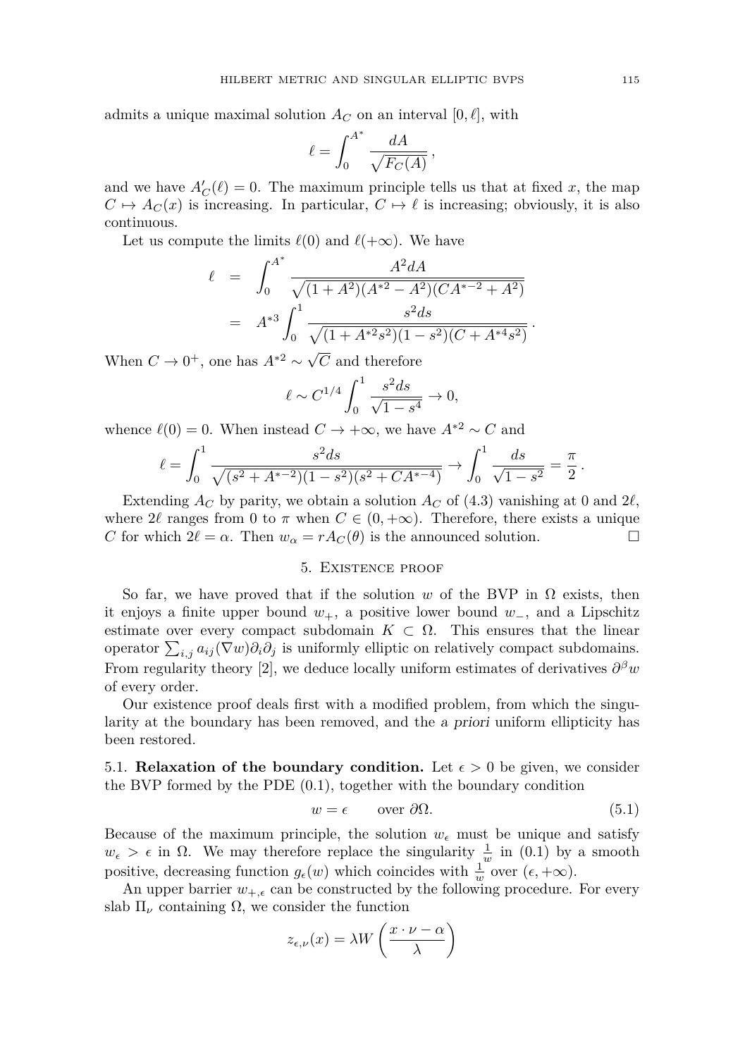admits a unique maximal solution $A_C$ on an interval $[0,\ell]$, with

$$\ell=\int_0^{A^*}\frac{dA}{\sqrt{F_C(A)}}\,,$$

and we have $A_C'(\ell)=0$. The maximum principle tells us that at fixed $x$, the map $C\mapsto A_C(x)$ is increasing. In particular, $C\mapsto\ell$ is increasing; obviously, it is also continuous.

Let us compute the limits $\ell(0)$ and $\ell(+\infty)$. We have

$$\begin{aligned}\ell &= \int_0^{A^*}\frac{A^2dA}{\sqrt{(1+A^2)(A^{*2}-A^2)(CA^{*-2}+A^2)}}\\ &= A^{*3}\int_0^1\frac{s^2ds}{\sqrt{(1+A^{*2}s^2)(1-s^2)(C+A^{*4}s^2)}}\,.\end{aligned}$$

When $C\to0^+$, one has $A^{*2}\sim\sqrt{C}$ and therefore

$$\ell\sim C^{1/4}\int_0^1\frac{s^2ds}{\sqrt{1-s^4}}\to0,$$

whence $\ell(0)=0$. When instead $C\to+\infty$, we have $A^{*2}\sim C$ and

$$\ell=\int_0^1\frac{s^2ds}{\sqrt{(s^2+A^{*-2})(1-s^2)(s^2+CA^{*-4})}}\to\int_0^1\frac{ds}{\sqrt{1-s^2}}=\frac{\pi}{2}\,.$$

Extending $A_C$ by parity, we obtain a solution $A_C$ of (4.3) vanishing at 0 and $2\ell$, where $2\ell$ ranges from 0 to $\pi$ when $C\in(0,+\infty)$. Therefore, there exists a unique $C$ for which $2\ell=\alpha$. Then $w_\alpha=rA_C(\theta)$ is the announced solution. □

## 5. Existence proof

So far, we have proved that if the solution $w$ of the BVP in $\Omega$ exists, then it enjoys a finite upper bound $w_+$, a positive lower bound $w_-$, and a Lipschitz estimate over every compact subdomain $K\subset\Omega$. This ensures that the linear operator $\sum_{i,j}a_{ij}(\nabla w)\partial_i\partial_j$ is uniformly elliptic on relatively compact subdomains. From regularity theory [2], we deduce locally uniform estimates of derivatives $\partial^\beta w$ of every order.

Our existence proof deals first with a modified problem, from which the singularity at the boundary has been removed, and the *a priori* uniform ellipticity has been restored.

5.1. **Relaxation of the boundary condition.** Let $\epsilon>0$ be given, we consider the BVP formed by the PDE (0.1), together with the boundary condition

$$w=\epsilon\qquad\text{over }\partial\Omega. \tag{5.1}$$

Because of the maximum principle, the solution $w_\epsilon$ must be unique and satisfy $w_\epsilon>\epsilon$ in $\Omega$. We may therefore replace the singularity $\frac{1}{w}$ in (0.1) by a smooth positive, decreasing function $g_\epsilon(w)$ which coincides with $\frac{1}{w}$ over $(\epsilon,+\infty)$.

An upper barrier $w_{+,\epsilon}$ can be constructed by the following procedure. For every slab $\Pi_\nu$ containing $\Omega$, we consider the function

$$z_{\epsilon,\nu}(x)=\lambda W\left(\frac{x\cdot\nu-\alpha}{\lambda}\right)$$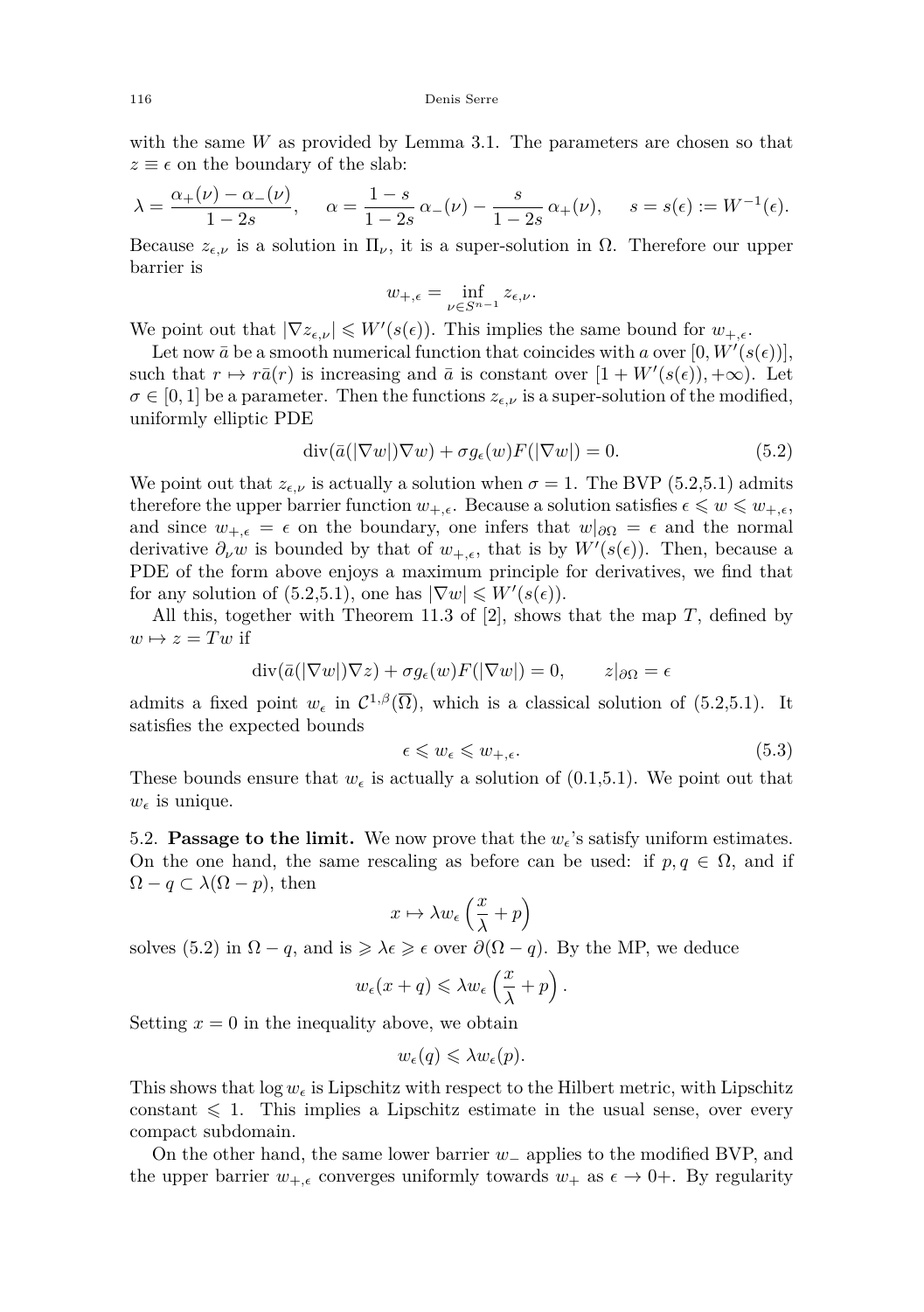with the same $W$ as provided by Lemma 3.1. The parameters are chosen so that $z \equiv \epsilon$ on the boundary of the slab:

$$\lambda = \frac{\alpha_+(\nu) - \alpha_-(\nu)}{1-2s}, \qquad \alpha = \frac{1-s}{1-2s}\,\alpha_-(\nu) - \frac{s}{1-2s}\,\alpha_+(\nu), \qquad s = s(\epsilon) := W^{-1}(\epsilon).$$

Because $z_{\epsilon,\nu}$ is a solution in $\Pi_\nu$, it is a super-solution in $\Omega$. Therefore our upper barrier is

$$w_{+,\epsilon} = \inf_{\nu \in S^{n-1}} z_{\epsilon,\nu}.$$

We point out that $|\nabla z_{\epsilon,\nu}| \leqslant W'(s(\epsilon))$. This implies the same bound for $w_{+,\epsilon}$.

Let now $\bar{a}$ be a smooth numerical function that coincides with $a$ over $[0, W'(s(\epsilon))]$, such that $r \mapsto r\bar{a}(r)$ is increasing and $\bar{a}$ is constant over $[1 + W'(s(\epsilon)), +\infty)$. Let $\sigma \in [0,1]$ be a parameter. Then the functions $z_{\epsilon,\nu}$ is a super-solution of the modified, uniformly elliptic PDE

$$\operatorname{div}(\bar{a}(|\nabla w|)\nabla w) + \sigma g_\epsilon(w) F(|\nabla w|) = 0. \tag{5.2}$$

We point out that $z_{\epsilon,\nu}$ is actually a solution when $\sigma = 1$. The BVP (5.2,5.1) admits therefore the upper barrier function $w_{+,\epsilon}$. Because a solution satisfies $\epsilon \leqslant w \leqslant w_{+,\epsilon}$, and since $w_{+,\epsilon} = \epsilon$ on the boundary, one infers that $w|_{\partial\Omega} = \epsilon$ and the normal derivative $\partial_\nu w$ is bounded by that of $w_{+,\epsilon}$, that is by $W'(s(\epsilon))$. Then, because a PDE of the form above enjoys a maximum principle for derivatives, we find that for any solution of (5.2,5.1), one has $|\nabla w| \leqslant W'(s(\epsilon))$.

All this, together with Theorem 11.3 of [2], shows that the map $T$, defined by $w \mapsto z = Tw$ if

$$\operatorname{div}(\bar{a}(|\nabla w|)\nabla z) + \sigma g_\epsilon(w) F(|\nabla w|) = 0, \qquad z|_{\partial\Omega} = \epsilon$$

admits a fixed point $w_\epsilon$ in $\mathcal{C}^{1,\beta}(\overline{\Omega})$, which is a classical solution of (5.2,5.1). It satisfies the expected bounds

$$\epsilon \leqslant w_\epsilon \leqslant w_{+,\epsilon}. \tag{5.3}$$

These bounds ensure that $w_\epsilon$ is actually a solution of (0.1,5.1). We point out that $w_\epsilon$ is unique.

5.2. **Passage to the limit.** We now prove that the $w_\epsilon$'s satisfy uniform estimates. On the one hand, the same rescaling as before can be used: if $p, q \in \Omega$, and if $\Omega - q \subset \lambda(\Omega - p)$, then

$$x \mapsto \lambda w_\epsilon\left(\frac{x}{\lambda} + p\right)$$

solves (5.2) in $\Omega - q$, and is $\geqslant \lambda\epsilon \geqslant \epsilon$ over $\partial(\Omega - q)$. By the MP, we deduce

$$w_\epsilon(x + q) \leqslant \lambda w_\epsilon\left(\frac{x}{\lambda} + p\right).$$

Setting $x = 0$ in the inequality above, we obtain

$$w_\epsilon(q) \leqslant \lambda w_\epsilon(p).$$

This shows that $\log w_\epsilon$ is Lipschitz with respect to the Hilbert metric, with Lipschitz constant $\leqslant 1$. This implies a Lipschitz estimate in the usual sense, over every compact subdomain.

On the other hand, the same lower barrier $w_-$ applies to the modified BVP, and the upper barrier $w_{+,\epsilon}$ converges uniformly towards $w_+$ as $\epsilon \to 0+$. By regularity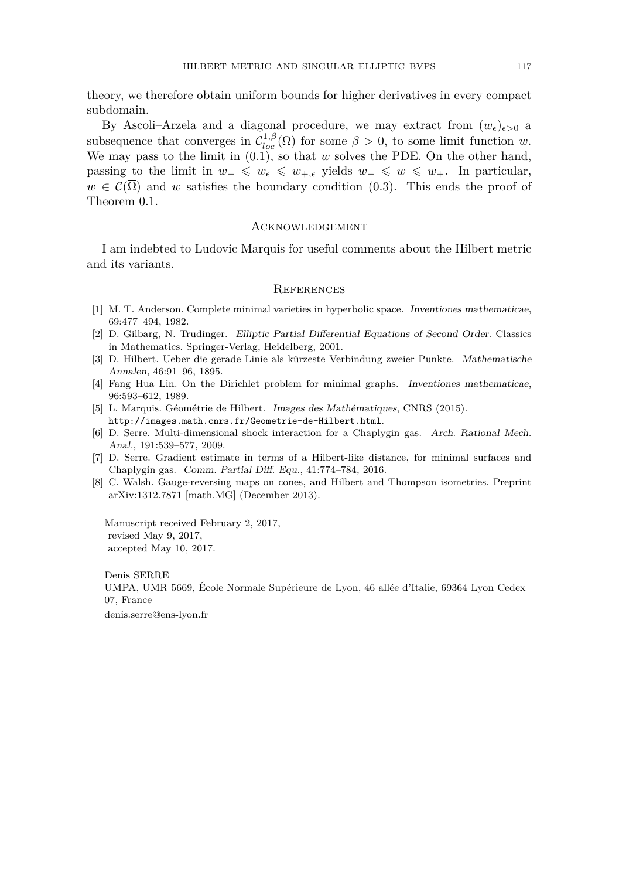theory, we therefore obtain uniform bounds for higher derivatives in every compact subdomain.

By Ascoli–Arzela and a diagonal procedure, we may extract from $(w_\epsilon)_{\epsilon>0}$ a subsequence that converges in $\mathcal{C}^{1,\beta}_{loc}(\Omega)$ for some $\beta > 0$, to some limit function $w$. We may pass to the limit in (0.1), so that $w$ solves the PDE. On the other hand, passing to the limit in $w_- \leqslant w_\epsilon \leqslant w_{+,\epsilon}$ yields $w_- \leqslant w \leqslant w_+$. In particular, $w \in \mathcal{C}(\overline{\Omega})$ and $w$ satisfies the boundary condition (0.3). This ends the proof of Theorem 0.1.

## Acknowledgement

I am indebted to Ludovic Marquis for useful comments about the Hilbert metric and its variants.

## References

[1] M. T. Anderson. Complete minimal varieties in hyperbolic space. *Inventiones mathematicae*, 69:477–494, 1982.

[2] D. Gilbarg, N. Trudinger. *Elliptic Partial Differential Equations of Second Order*. Classics in Mathematics. Springer-Verlag, Heidelberg, 2001.

[3] D. Hilbert. Ueber die gerade Linie als kürzeste Verbindung zweier Punkte. *Mathematische Annalen*, 46:91–96, 1895.

[4] Fang Hua Lin. On the Dirichlet problem for minimal graphs. *Inventiones mathematicae*, 96:593–612, 1989.

[5] L. Marquis. Géométrie de Hilbert. *Images des Mathématiques*, CNRS (2015). `http://images.math.cnrs.fr/Geometrie-de-Hilbert.html`.

[6] D. Serre. Multi-dimensional shock interaction for a Chaplygin gas. *Arch. Rational Mech. Anal.*, 191:539–577, 2009.

[7] D. Serre. Gradient estimate in terms of a Hilbert-like distance, for minimal surfaces and Chaplygin gas. *Comm. Partial Diff. Equ.*, 41:774–784, 2016.

[8] C. Walsh. Gauge-reversing maps on cones, and Hilbert and Thompson isometries. Preprint arXiv:1312.7871 [math.MG] (December 2013).

Manuscript received February 2, 2017,
revised May 9, 2017,
accepted May 10, 2017.

Denis SERRE
UMPA, UMR 5669, École Normale Supérieure de Lyon, 46 allée d'Italie, 69364 Lyon Cedex 07, France
denis.serre@ens-lyon.fr